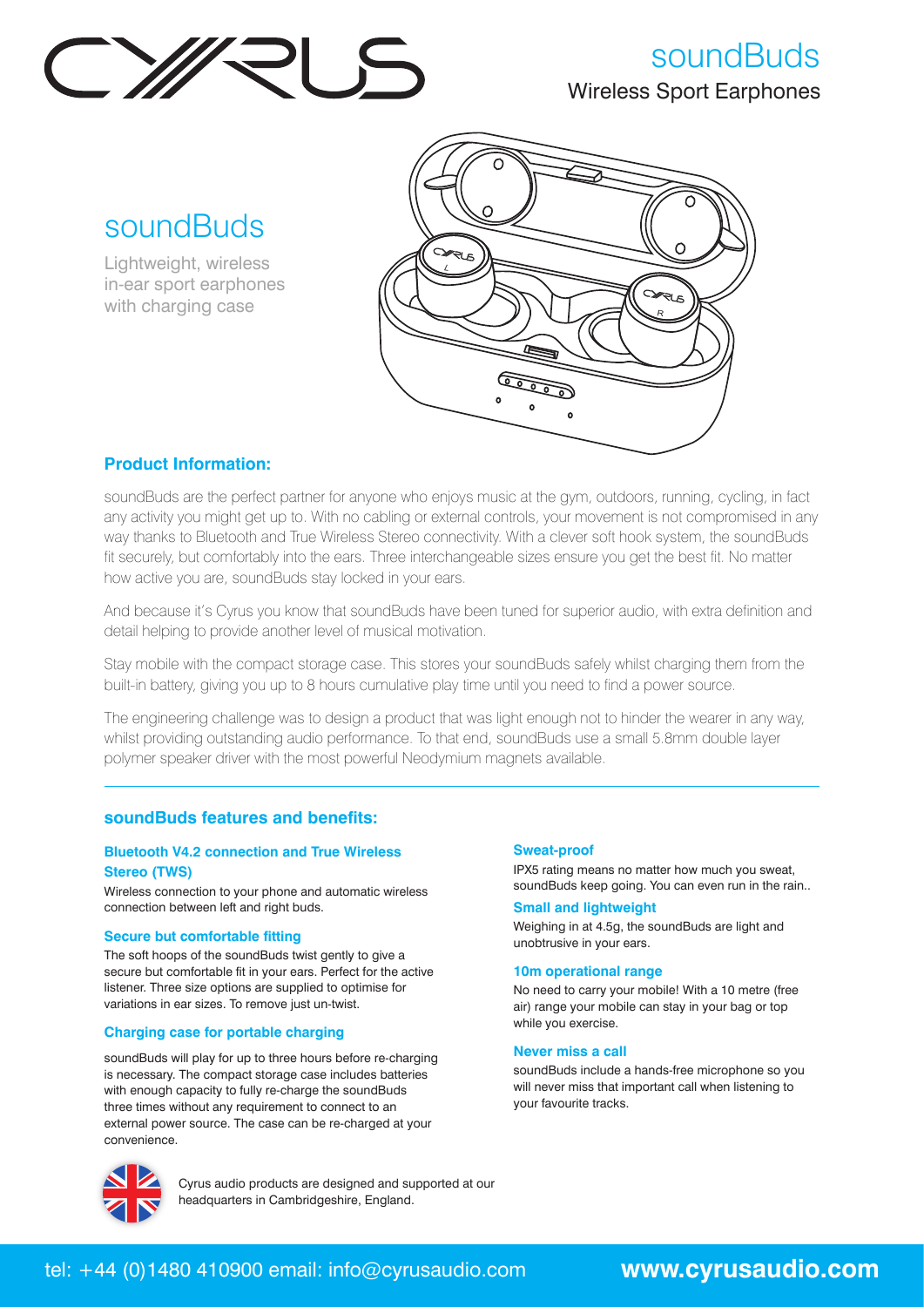# soundBuds

Wireless Sport Earphones

## soundBuds

Lightweight, wireless in-ear sport earphones with charging case

### Product Information:

soundBuds are the perfect partner for anyone who enjoys music at the gym, outdoors, running, cycling, in fact any activity you might get up to. With no cabling or external controls, your movement is not compromised in any way thanks to Bluetooth and True Wireless Stereo connectivity. With a clever soft hook system, the soundBuds fit securely, but comfortably into the ears. Three interchangeable sizes ensure you get the best fit. No matter how active you are, soundBuds stay locked in your ears.

And because it's Cyrus you know that soundBuds have been tuned for superior audio, with extra definition and detail helping to provide another level of musical motivation.

Stay mobile with the compact storage case. This stores your soundBuds safely whilst charging them from the built-in battery, giving you up to 8 hours cumulative play time until you need to find a power source.

The engineering challenge was to design a product that was light enough not to hinder the wearer in any way, whilst providing outstanding audio performance. To that end, soundBuds use a small 5.8mm double layer polymer speaker driver with the most powerful Neodymium magnets available.

### soundBuds features and benefits:

**Bluetooth V4.2 connection and True Wireless Stereo (TWS)**

Wireless connection to your phone and automatic wireless connection between left and right buds.

**Secure but comfortable fitting**

The soft hoops of the soundBuds twist gently to give a secure but comfortable fit in your ears. Perfect for the active listener. Three size options are supplied to optimise for variations in ear sizes. To remove just un-twist.

**Charging case for portable charging**

soundBuds will play for up to three hours before re-charging is necessary. The compact storage case includes batteries with enough capacity to fully re-charge the soundBuds three times without any requirement to connect to an external power source. The case can be re-charged at your convenience.

**Sweat-proof**

IPX5 rating means no matter how much you sweat, soundBuds keep going. You can even run in the rain..

**Small and lightweight**

Weighing in at 4.5g, the soundBuds are light and unobtrusive in your ears.

**10m operational range**

No need to carry your mobile! With a 10 metre (free air) range your mobile can stay in your bag or top while you exercise.

**Never miss a call**

soundBuds include a hands-free microphone so you will never miss that important call when listening to your favourite tracks.

Cyrus audio products are designed and supported at our headquarters in Cambridgeshire, England.

tel: +44 (0)1480 410900 email: info@cyrusaudio.com **www.cyrusaudio.com**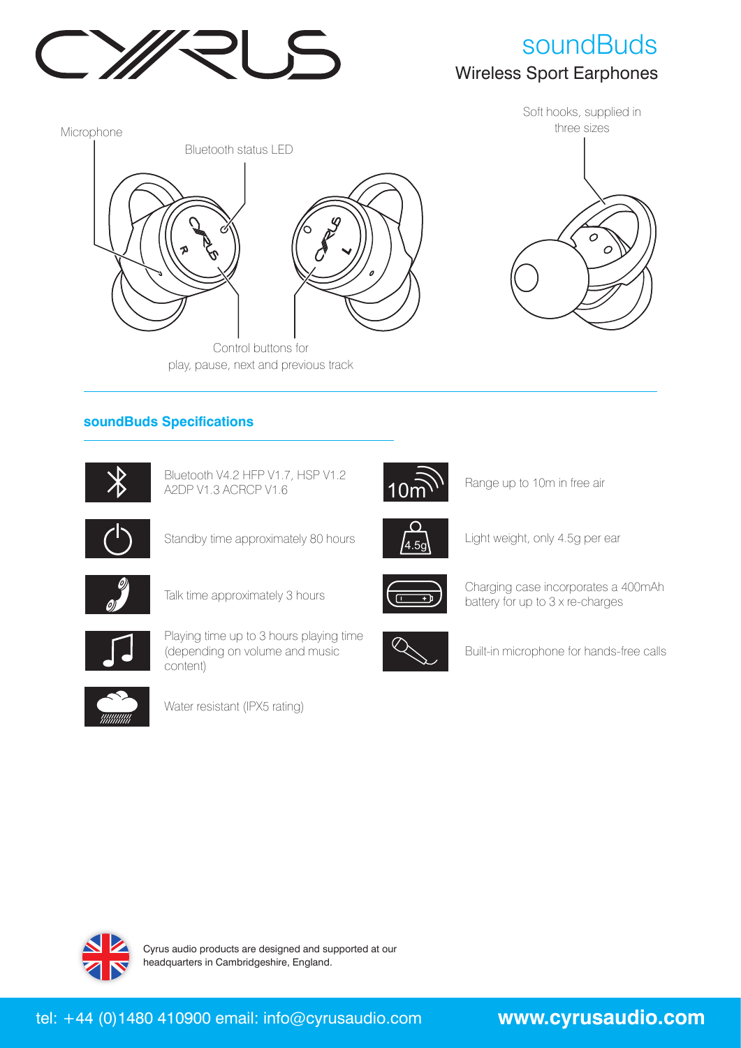# CYRUS

## soundBuds

### Wireless Sport Earphones

Microphone

Bluetooth status LED

Soft hooks, supplied in three sizes

Control buttons for play, pause, next and previous track

### soundBuds Specifications

- Bluetooth V4.2 HFP V1.7, HSP V1.2 A2DP V1.3 ACRCP V1.6
- Standby time approximately 80 hours
- Talk time approximately 3 hours
- Playing time up to 3 hours playing time (depending on volume and music content)
- Water resistant (IPX5 rating)
- Range up to 10m in free air
- Light weight, only 4.5g per ear
- Charging case incorporates a 400mAh battery for up to 3 x re-charges
- Built-in microphone for hands-free calls

Cyrus audio products are designed and supported at our headquarters in Cambridgeshire, England.

tel: +44 (0)1480 410900 email: info@cyrusaudio.com **www.cyrusaudio.com**